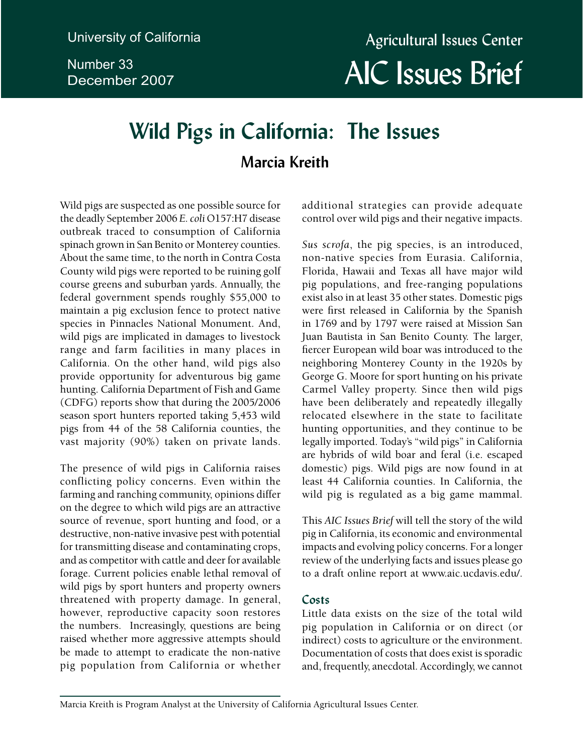University of California

Number 33
December 2007

Agricultural Issues Center

AIC Issues Brief

# Wild Pigs in California: The Issues

## Marcia Kreith

Wild pigs are suspected as one possible source for the deadly September 2006 *E. coli* O157:H7 disease outbreak traced to consumption of California spinach grown in San Benito or Monterey counties. About the same time, to the north in Contra Costa County wild pigs were reported to be ruining golf course greens and suburban yards. Annually, the federal government spends roughly $55,000 to maintain a pig exclusion fence to protect native species in Pinnacles National Monument. And, wild pigs are implicated in damages to livestock range and farm facilities in many places in California. On the other hand, wild pigs also provide opportunity for adventurous big game hunting. California Department of Fish and Game (CDFG) reports show that during the 2005/2006 season sport hunters reported taking 5,453 wild pigs from 44 of the 58 California counties, the vast majority (90%) taken on private lands.

The presence of wild pigs in California raises conflicting policy concerns. Even within the farming and ranching community, opinions differ on the degree to which wild pigs are an attractive source of revenue, sport hunting and food, or a destructive, non-native invasive pest with potential for transmitting disease and contaminating crops, and as competitor with cattle and deer for available forage. Current policies enable lethal removal of wild pigs by sport hunters and property owners threatened with property damage. In general, however, reproductive capacity soon restores the numbers. Increasingly, questions are being raised whether more aggressive attempts should be made to attempt to eradicate the non-native pig population from California or whether additional strategies can provide adequate control over wild pigs and their negative impacts.

*Sus scrofa*, the pig species, is an introduced, non-native species from Eurasia. California, Florida, Hawaii and Texas all have major wild pig populations, and free-ranging populations exist also in at least 35 other states. Domestic pigs were first released in California by the Spanish in 1769 and by 1797 were raised at Mission San Juan Bautista in San Benito County. The larger, fiercer European wild boar was introduced to the neighboring Monterey County in the 1920s by George G. Moore for sport hunting on his private Carmel Valley property. Since then wild pigs have been deliberately and repeatedly illegally relocated elsewhere in the state to facilitate hunting opportunities, and they continue to be legally imported. Today's "wild pigs" in California are hybrids of wild boar and feral (i.e. escaped domestic) pigs. Wild pigs are now found in at least 44 California counties. In California, the wild pig is regulated as a big game mammal.

This *AIC Issues Brief* will tell the story of the wild pig in California, its economic and environmental impacts and evolving policy concerns. For a longer review of the underlying facts and issues please go to a draft online report at www.aic.ucdavis.edu/.

### Costs

Little data exists on the size of the total wild pig population in California or on direct (or indirect) costs to agriculture or the environment. Documentation of costs that does exist is sporadic and, frequently, anecdotal. Accordingly, we cannot

Marcia Kreith is Program Analyst at the University of California Agricultural Issues Center.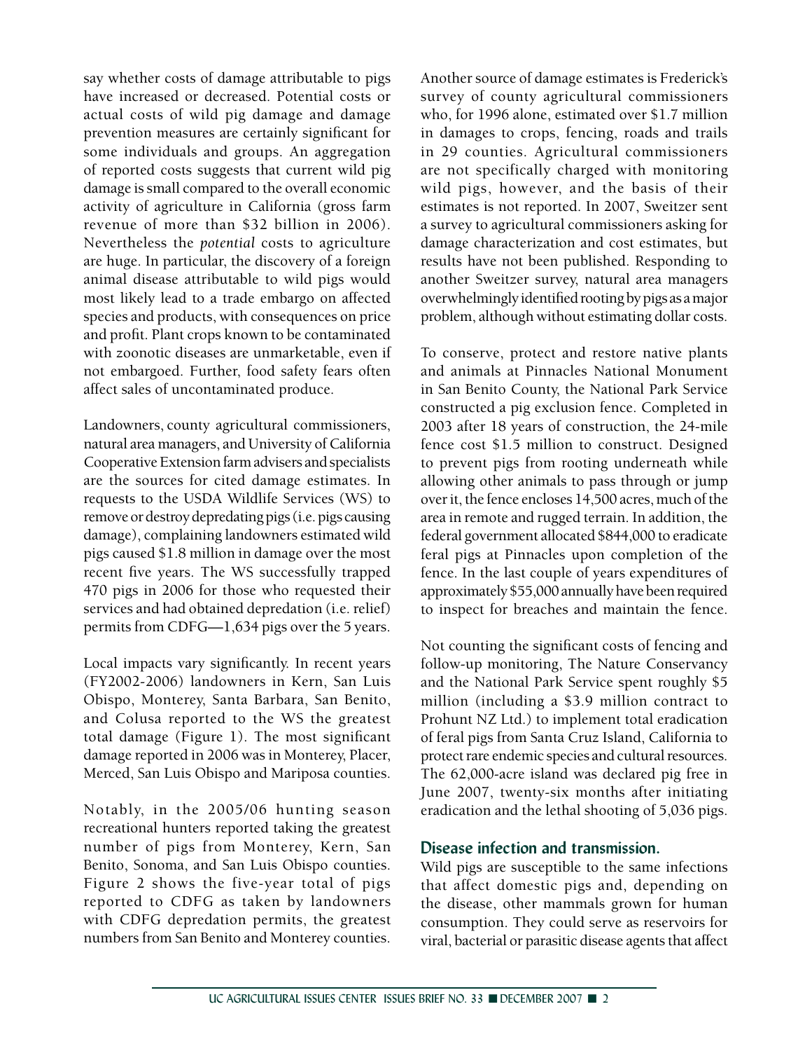say whether costs of damage attributable to pigs have increased or decreased. Potential costs or actual costs of wild pig damage and damage prevention measures are certainly significant for some individuals and groups. An aggregation of reported costs suggests that current wild pig damage is small compared to the overall economic activity of agriculture in California (gross farm revenue of more than $32 billion in 2006). Nevertheless the *potential* costs to agriculture are huge. In particular, the discovery of a foreign animal disease attributable to wild pigs would most likely lead to a trade embargo on affected species and products, with consequences on price and profit. Plant crops known to be contaminated with zoonotic diseases are unmarketable, even if not embargoed. Further, food safety fears often affect sales of uncontaminated produce.

Landowners, county agricultural commissioners, natural area managers, and University of California Cooperative Extension farm advisers and specialists are the sources for cited damage estimates. In requests to the USDA Wildlife Services (WS) to remove or destroy depredating pigs (i.e. pigs causing damage), complaining landowners estimated wild pigs caused $1.8 million in damage over the most recent five years. The WS successfully trapped 470 pigs in 2006 for those who requested their services and had obtained depredation (i.e. relief) permits from CDFG—1,634 pigs over the 5 years.

Local impacts vary significantly. In recent years (FY2002-2006) landowners in Kern, San Luis Obispo, Monterey, Santa Barbara, San Benito, and Colusa reported to the WS the greatest total damage (Figure 1). The most significant damage reported in 2006 was in Monterey, Placer, Merced, San Luis Obispo and Mariposa counties.

Notably, in the 2005/06 hunting season recreational hunters reported taking the greatest number of pigs from Monterey, Kern, San Benito, Sonoma, and San Luis Obispo counties. Figure 2 shows the five-year total of pigs reported to CDFG as taken by landowners with CDFG depredation permits, the greatest numbers from San Benito and Monterey counties.

Another source of damage estimates is Frederick's survey of county agricultural commissioners who, for 1996 alone, estimated over $1.7 million in damages to crops, fencing, roads and trails in 29 counties. Agricultural commissioners are not specifically charged with monitoring wild pigs, however, and the basis of their estimates is not reported. In 2007, Sweitzer sent a survey to agricultural commissioners asking for damage characterization and cost estimates, but results have not been published. Responding to another Sweitzer survey, natural area managers overwhelmingly identified rooting by pigs as a major problem, although without estimating dollar costs.

To conserve, protect and restore native plants and animals at Pinnacles National Monument in San Benito County, the National Park Service constructed a pig exclusion fence. Completed in 2003 after 18 years of construction, the 24-mile fence cost $1.5 million to construct. Designed to prevent pigs from rooting underneath while allowing other animals to pass through or jump over it, the fence encloses 14,500 acres, much of the area in remote and rugged terrain. In addition, the federal government allocated $844,000 to eradicate feral pigs at Pinnacles upon completion of the fence. In the last couple of years expenditures of approximately $55,000 annually have been required to inspect for breaches and maintain the fence.

Not counting the significant costs of fencing and follow-up monitoring, The Nature Conservancy and the National Park Service spent roughly $5 million (including a $3.9 million contract to Prohunt NZ Ltd.) to implement total eradication of feral pigs from Santa Cruz Island, California to protect rare endemic species and cultural resources. The 62,000-acre island was declared pig free in June 2007, twenty-six months after initiating eradication and the lethal shooting of 5,036 pigs.

### Disease infection and transmission.

Wild pigs are susceptible to the same infections that affect domestic pigs and, depending on the disease, other mammals grown for human consumption. They could serve as reservoirs for viral, bacterial or parasitic disease agents that affect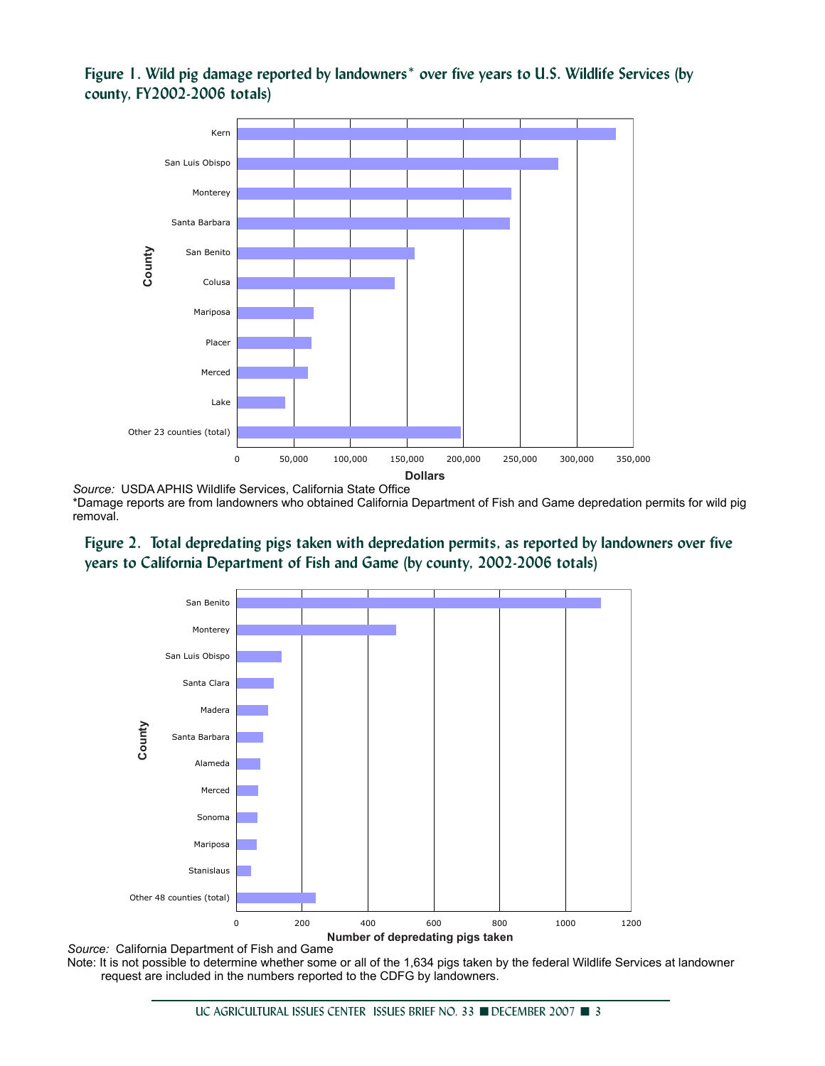## Figure 1. Wild pig damage reported by landowners* over five years to U.S. Wildlife Services (by county, FY2002-2006 totals)

Source: USDA APHIS Wildlife Services, California State Office

*Damage reports are from landowners who obtained California Department of Fish and Game depredation permits for wild pig removal.

## Figure 2. Total depredating pigs taken with depredation permits, as reported by landowners over five years to California Department of Fish and Game (by county, 2002-2006 totals)

Source: California Department of Fish and Game

Note: It is not possible to determine whether some or all of the 1,634 pigs taken by the federal Wildlife Services at landowner request are included in the numbers reported to the CDFG by landowners.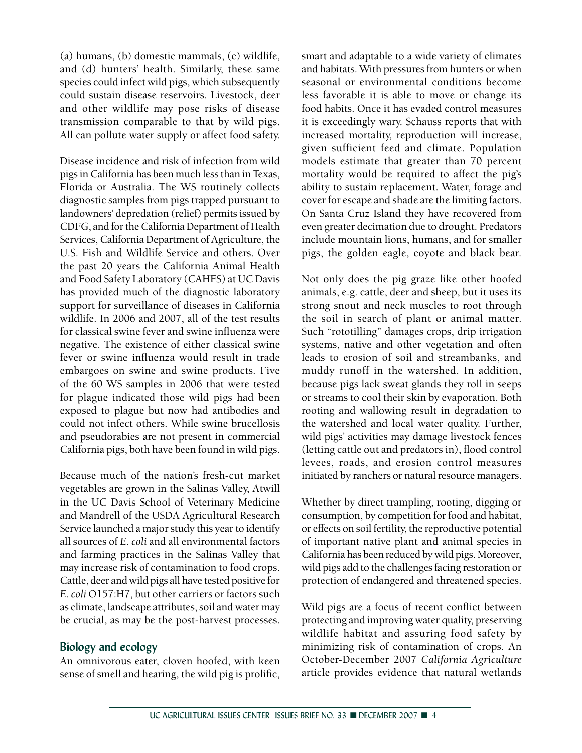(a) humans, (b) domestic mammals, (c) wildlife, and (d) hunters' health. Similarly, these same species could infect wild pigs, which subsequently could sustain disease reservoirs. Livestock, deer and other wildlife may pose risks of disease transmission comparable to that by wild pigs. All can pollute water supply or affect food safety.

Disease incidence and risk of infection from wild pigs in California has been much less than in Texas, Florida or Australia. The WS routinely collects diagnostic samples from pigs trapped pursuant to landowners' depredation (relief) permits issued by CDFG, and for the California Department of Health Services, California Department of Agriculture, the U.S. Fish and Wildlife Service and others. Over the past 20 years the California Animal Health and Food Safety Laboratory (CAHFS) at UC Davis has provided much of the diagnostic laboratory support for surveillance of diseases in California wildlife. In 2006 and 2007, all of the test results for classical swine fever and swine influenza were negative. The existence of either classical swine fever or swine influenza would result in trade embargoes on swine and swine products. Five of the 60 WS samples in 2006 that were tested for plague indicated those wild pigs had been exposed to plague but now had antibodies and could not infect others. While swine brucellosis and pseudorabies are not present in commercial California pigs, both have been found in wild pigs.

Because much of the nation's fresh-cut market vegetables are grown in the Salinas Valley, Atwill in the UC Davis School of Veterinary Medicine and Mandrell of the USDA Agricultural Research Service launched a major study this year to identify all sources of *E. coli* and all environmental factors and farming practices in the Salinas Valley that may increase risk of contamination to food crops. Cattle, deer and wild pigs all have tested positive for *E. coli* O157:H7, but other carriers or factors such as climate, landscape attributes, soil and water may be crucial, as may be the post-harvest processes.

## Biology and ecology

An omnivorous eater, cloven hoofed, with keen sense of smell and hearing, the wild pig is prolific, smart and adaptable to a wide variety of climates and habitats. With pressures from hunters or when seasonal or environmental conditions become less favorable it is able to move or change its food habits. Once it has evaded control measures it is exceedingly wary. Schauss reports that with increased mortality, reproduction will increase, given sufficient feed and climate. Population models estimate that greater than 70 percent mortality would be required to affect the pig's ability to sustain replacement. Water, forage and cover for escape and shade are the limiting factors. On Santa Cruz Island they have recovered from even greater decimation due to drought. Predators include mountain lions, humans, and for smaller pigs, the golden eagle, coyote and black bear.

Not only does the pig graze like other hoofed animals, e.g. cattle, deer and sheep, but it uses its strong snout and neck muscles to root through the soil in search of plant or animal matter. Such "rototilling" damages crops, drip irrigation systems, native and other vegetation and often leads to erosion of soil and streambanks, and muddy runoff in the watershed. In addition, because pigs lack sweat glands they roll in seeps or streams to cool their skin by evaporation. Both rooting and wallowing result in degradation to the watershed and local water quality. Further, wild pigs' activities may damage livestock fences (letting cattle out and predators in), flood control levees, roads, and erosion control measures initiated by ranchers or natural resource managers.

Whether by direct trampling, rooting, digging or consumption, by competition for food and habitat, or effects on soil fertility, the reproductive potential of important native plant and animal species in California has been reduced by wild pigs. Moreover, wild pigs add to the challenges facing restoration or protection of endangered and threatened species.

Wild pigs are a focus of recent conflict between protecting and improving water quality, preserving wildlife habitat and assuring food safety by minimizing risk of contamination of crops. An October-December 2007 *California Agriculture* article provides evidence that natural wetlands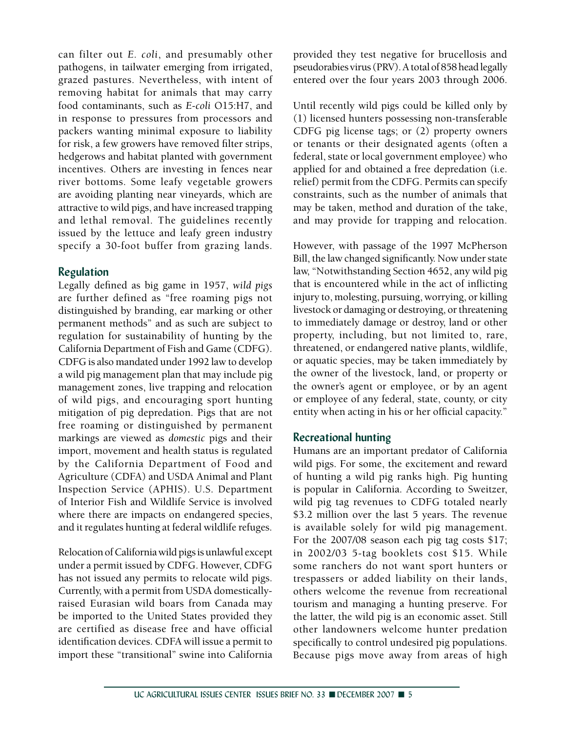can filter out *E. coli*, and presumably other pathogens, in tailwater emerging from irrigated, grazed pastures. Nevertheless, with intent of removing habitat for animals that may carry food contaminants, such as *E-coli* O15:H7, and in response to pressures from processors and packers wanting minimal exposure to liability for risk, a few growers have removed filter strips, hedgerows and habitat planted with government incentives. Others are investing in fences near river bottoms. Some leafy vegetable growers are avoiding planting near vineyards, which are attractive to wild pigs, and have increased trapping and lethal removal. The guidelines recently issued by the lettuce and leafy green industry specify a 30-foot buffer from grazing lands.

## Regulation

Legally defined as big game in 1957, *wild pigs* are further defined as "free roaming pigs not distinguished by branding, ear marking or other permanent methods" and as such are subject to regulation for sustainability of hunting by the California Department of Fish and Game (CDFG). CDFG is also mandated under 1992 law to develop a wild pig management plan that may include pig management zones, live trapping and relocation of wild pigs, and encouraging sport hunting mitigation of pig depredation. Pigs that are not free roaming or distinguished by permanent markings are viewed as *domestic* pigs and their import, movement and health status is regulated by the California Department of Food and Agriculture (CDFA) and USDA Animal and Plant Inspection Service (APHIS). U.S. Department of Interior Fish and Wildlife Service is involved where there are impacts on endangered species, and it regulates hunting at federal wildlife refuges.

Relocation of California wild pigs is unlawful except under a permit issued by CDFG. However, CDFG has not issued any permits to relocate wild pigs. Currently, with a permit from USDA domestically-raised Eurasian wild boars from Canada may be imported to the United States provided they are certified as disease free and have official identification devices. CDFA will issue a permit to import these "transitional" swine into California provided they test negative for brucellosis and pseudorabies virus (PRV). A total of 858 head legally entered over the four years 2003 through 2006.

Until recently wild pigs could be killed only by (1) licensed hunters possessing non-transferable CDFG pig license tags; or (2) property owners or tenants or their designated agents (often a federal, state or local government employee) who applied for and obtained a free depredation (i.e. relief) permit from the CDFG. Permits can specify constraints, such as the number of animals that may be taken, method and duration of the take, and may provide for trapping and relocation.

However, with passage of the 1997 McPherson Bill, the law changed significantly. Now under state law, "Notwithstanding Section 4652, any wild pig that is encountered while in the act of inflicting injury to, molesting, pursuing, worrying, or killing livestock or damaging or destroying, or threatening to immediately damage or destroy, land or other property, including, but not limited to, rare, threatened, or endangered native plants, wildlife, or aquatic species, may be taken immediately by the owner of the livestock, land, or property or the owner's agent or employee, or by an agent or employee of any federal, state, county, or city entity when acting in his or her official capacity."

## Recreational hunting

Humans are an important predator of California wild pigs. For some, the excitement and reward of hunting a wild pig ranks high. Pig hunting is popular in California. According to Sweitzer, wild pig tag revenues to CDFG totaled nearly $3.2 million over the last 5 years. The revenue is available solely for wild pig management. For the 2007/08 season each pig tag costs $17; in 2002/03 5-tag booklets cost $15. While some ranchers do not want sport hunters or trespassers or added liability on their lands, others welcome the revenue from recreational tourism and managing a hunting preserve. For the latter, the wild pig is an economic asset. Still other landowners welcome hunter predation specifically to control undesired pig populations. Because pigs move away from areas of high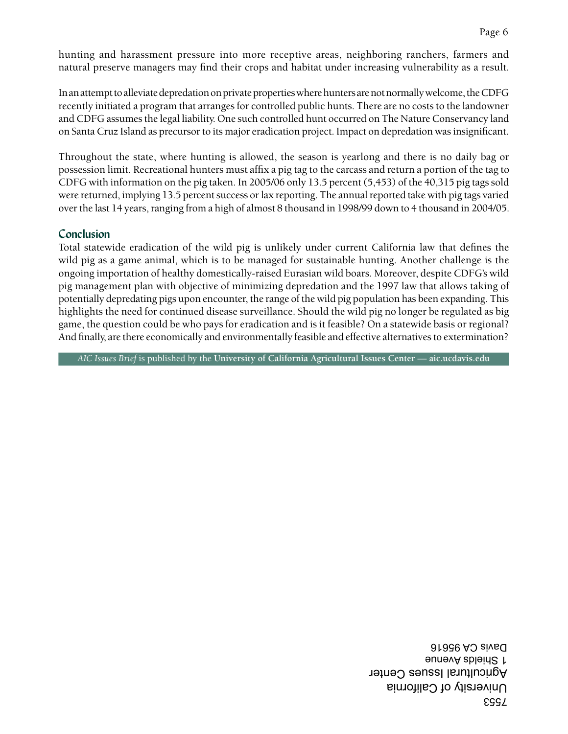hunting and harassment pressure into more receptive areas, neighboring ranchers, farmers and natural preserve managers may find their crops and habitat under increasing vulnerability as a result.

In an attempt to alleviate depredation on private properties where hunters are not normally welcome, the CDFG recently initiated a program that arranges for controlled public hunts. There are no costs to the landowner and CDFG assumes the legal liability. One such controlled hunt occurred on The Nature Conservancy land on Santa Cruz Island as precursor to its major eradication project. Impact on depredation was insignificant.

Throughout the state, where hunting is allowed, the season is yearlong and there is no daily bag or possession limit. Recreational hunters must affix a pig tag to the carcass and return a portion of the tag to CDFG with information on the pig taken. In 2005/06 only 13.5 percent (5,453) of the 40,315 pig tags sold were returned, implying 13.5 percent success or lax reporting. The annual reported take with pig tags varied over the last 14 years, ranging from a high of almost 8 thousand in 1998/99 down to 4 thousand in 2004/05.

## Conclusion

Total statewide eradication of the wild pig is unlikely under current California law that defines the wild pig as a game animal, which is to be managed for sustainable hunting. Another challenge is the ongoing importation of healthy domestically-raised Eurasian wild boars. Moreover, despite CDFG's wild pig management plan with objective of minimizing depredation and the 1997 law that allows taking of potentially depredating pigs upon encounter, the range of the wild pig population has been expanding. This highlights the need for continued disease surveillance. Should the wild pig no longer be regulated as big game, the question could be who pays for eradication and is it feasible? On a statewide basis or regional? And finally, are there economically and environmentally feasible and effective alternatives to extermination?

*AIC Issues Brief* is published by the **University of California Agricultural Issues Center — aic.ucdavis.edu**

7553
University of California
Agricultural Issues Center
1 Shields Avenue
Davis CA 95616